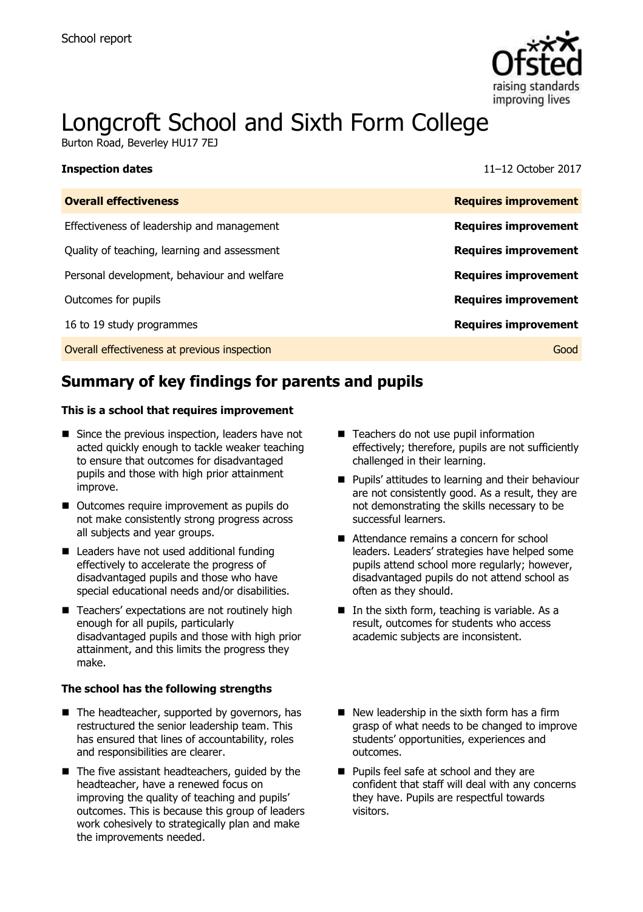School report

# Longcroft School and Sixth Form College

Burton Road, Beverley HU17 7EJ

**Inspection dates** 11–12 October 2017

| **Overall effectiveness** | **Requires improvement** |
|---|---|
| Effectiveness of leadership and management | **Requires improvement** |
| Quality of teaching, learning and assessment | **Requires improvement** |
| Personal development, behaviour and welfare | **Requires improvement** |
| Outcomes for pupils | **Requires improvement** |
| 16 to 19 study programmes | **Requires improvement** |
| Overall effectiveness at previous inspection | Good |

## Summary of key findings for parents and pupils

**This is a school that requires improvement**

- Since the previous inspection, leaders have not acted quickly enough to tackle weaker teaching to ensure that outcomes for disadvantaged pupils and those with high prior attainment improve.
- Outcomes require improvement as pupils do not make consistently strong progress across all subjects and year groups.
- Leaders have not used additional funding effectively to accelerate the progress of disadvantaged pupils and those who have special educational needs and/or disabilities.
- Teachers' expectations are not routinely high enough for all pupils, particularly disadvantaged pupils and those with high prior attainment, and this limits the progress they make.
- Teachers do not use pupil information effectively; therefore, pupils are not sufficiently challenged in their learning.
- Pupils' attitudes to learning and their behaviour are not consistently good. As a result, they are not demonstrating the skills necessary to be successful learners.
- Attendance remains a concern for school leaders. Leaders' strategies have helped some pupils attend school more regularly; however, disadvantaged pupils do not attend school as often as they should.
- In the sixth form, teaching is variable. As a result, outcomes for students who access academic subjects are inconsistent.

**The school has the following strengths**

- The headteacher, supported by governors, has restructured the senior leadership team. This has ensured that lines of accountability, roles and responsibilities are clearer.
- The five assistant headteachers, guided by the headteacher, have a renewed focus on improving the quality of teaching and pupils' outcomes. This is because this group of leaders work cohesively to strategically plan and make the improvements needed.
- New leadership in the sixth form has a firm grasp of what needs to be changed to improve students' opportunities, experiences and outcomes.
- Pupils feel safe at school and they are confident that staff will deal with any concerns they have. Pupils are respectful towards visitors.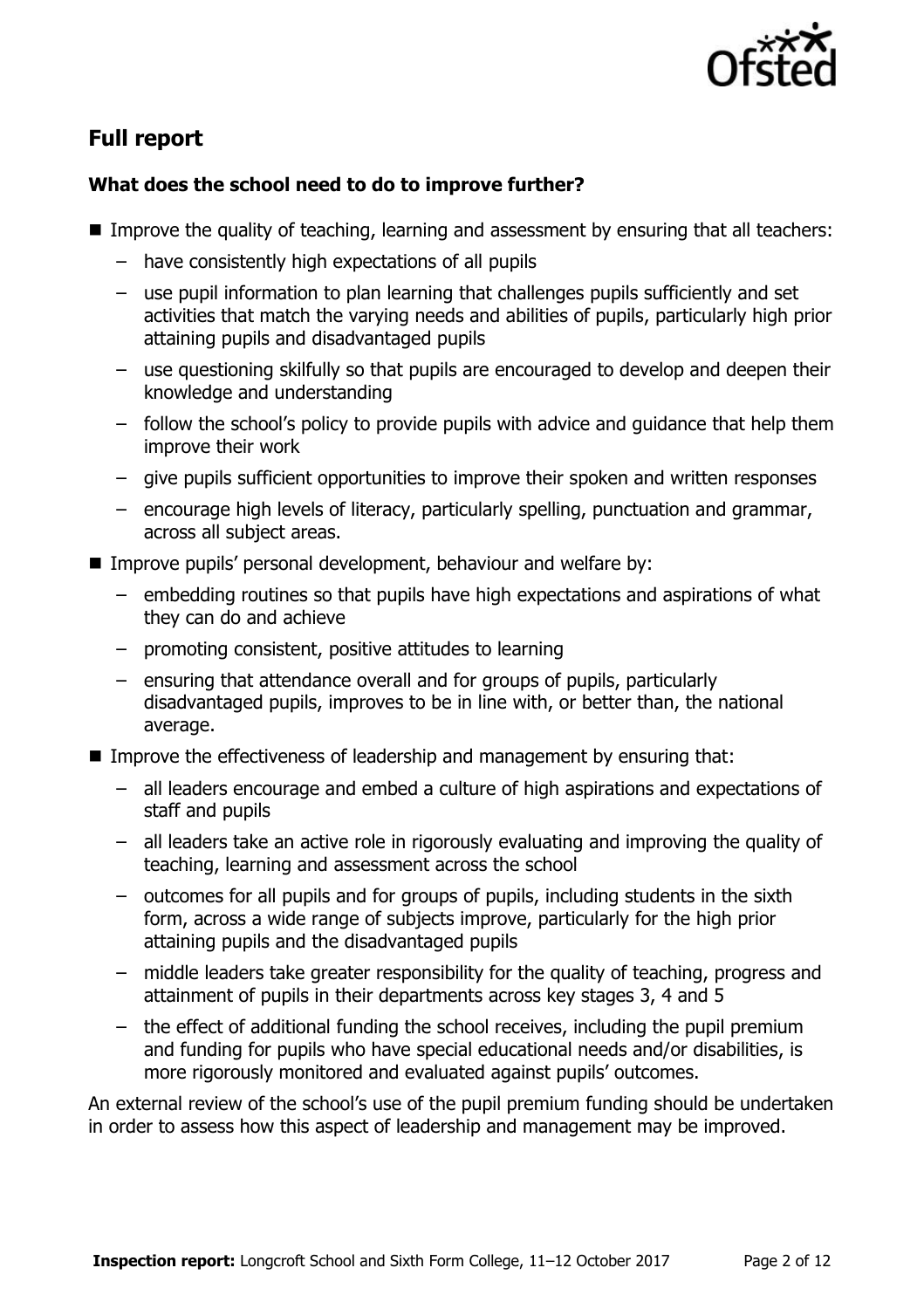## Full report

### What does the school need to do to improve further?

- Improve the quality of teaching, learning and assessment by ensuring that all teachers:
  - have consistently high expectations of all pupils
  - use pupil information to plan learning that challenges pupils sufficiently and set activities that match the varying needs and abilities of pupils, particularly high prior attaining pupils and disadvantaged pupils
  - use questioning skilfully so that pupils are encouraged to develop and deepen their knowledge and understanding
  - follow the school's policy to provide pupils with advice and guidance that help them improve their work
  - give pupils sufficient opportunities to improve their spoken and written responses
  - encourage high levels of literacy, particularly spelling, punctuation and grammar, across all subject areas.
- Improve pupils' personal development, behaviour and welfare by:
  - embedding routines so that pupils have high expectations and aspirations of what they can do and achieve
  - promoting consistent, positive attitudes to learning
  - ensuring that attendance overall and for groups of pupils, particularly disadvantaged pupils, improves to be in line with, or better than, the national average.
- Improve the effectiveness of leadership and management by ensuring that:
  - all leaders encourage and embed a culture of high aspirations and expectations of staff and pupils
  - all leaders take an active role in rigorously evaluating and improving the quality of teaching, learning and assessment across the school
  - outcomes for all pupils and for groups of pupils, including students in the sixth form, across a wide range of subjects improve, particularly for the high prior attaining pupils and the disadvantaged pupils
  - middle leaders take greater responsibility for the quality of teaching, progress and attainment of pupils in their departments across key stages 3, 4 and 5
  - the effect of additional funding the school receives, including the pupil premium and funding for pupils who have special educational needs and/or disabilities, is more rigorously monitored and evaluated against pupils' outcomes.

An external review of the school's use of the pupil premium funding should be undertaken in order to assess how this aspect of leadership and management may be improved.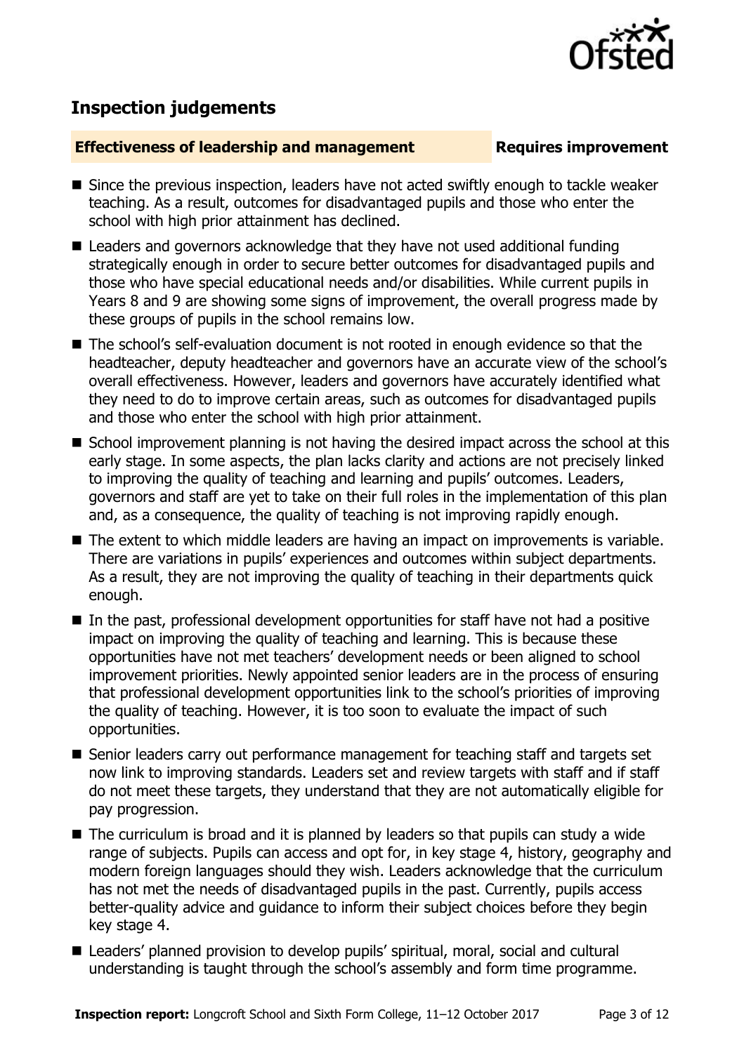## Inspection judgements

### Effectiveness of leadership and management — Requires improvement

- Since the previous inspection, leaders have not acted swiftly enough to tackle weaker teaching. As a result, outcomes for disadvantaged pupils and those who enter the school with high prior attainment has declined.
- Leaders and governors acknowledge that they have not used additional funding strategically enough in order to secure better outcomes for disadvantaged pupils and those who have special educational needs and/or disabilities. While current pupils in Years 8 and 9 are showing some signs of improvement, the overall progress made by these groups of pupils in the school remains low.
- The school's self-evaluation document is not rooted in enough evidence so that the headteacher, deputy headteacher and governors have an accurate view of the school's overall effectiveness. However, leaders and governors have accurately identified what they need to do to improve certain areas, such as outcomes for disadvantaged pupils and those who enter the school with high prior attainment.
- School improvement planning is not having the desired impact across the school at this early stage. In some aspects, the plan lacks clarity and actions are not precisely linked to improving the quality of teaching and learning and pupils' outcomes. Leaders, governors and staff are yet to take on their full roles in the implementation of this plan and, as a consequence, the quality of teaching is not improving rapidly enough.
- The extent to which middle leaders are having an impact on improvements is variable. There are variations in pupils' experiences and outcomes within subject departments. As a result, they are not improving the quality of teaching in their departments quick enough.
- In the past, professional development opportunities for staff have not had a positive impact on improving the quality of teaching and learning. This is because these opportunities have not met teachers' development needs or been aligned to school improvement priorities. Newly appointed senior leaders are in the process of ensuring that professional development opportunities link to the school's priorities of improving the quality of teaching. However, it is too soon to evaluate the impact of such opportunities.
- Senior leaders carry out performance management for teaching staff and targets set now link to improving standards. Leaders set and review targets with staff and if staff do not meet these targets, they understand that they are not automatically eligible for pay progression.
- The curriculum is broad and it is planned by leaders so that pupils can study a wide range of subjects. Pupils can access and opt for, in key stage 4, history, geography and modern foreign languages should they wish. Leaders acknowledge that the curriculum has not met the needs of disadvantaged pupils in the past. Currently, pupils access better-quality advice and guidance to inform their subject choices before they begin key stage 4.
- Leaders' planned provision to develop pupils' spiritual, moral, social and cultural understanding is taught through the school's assembly and form time programme.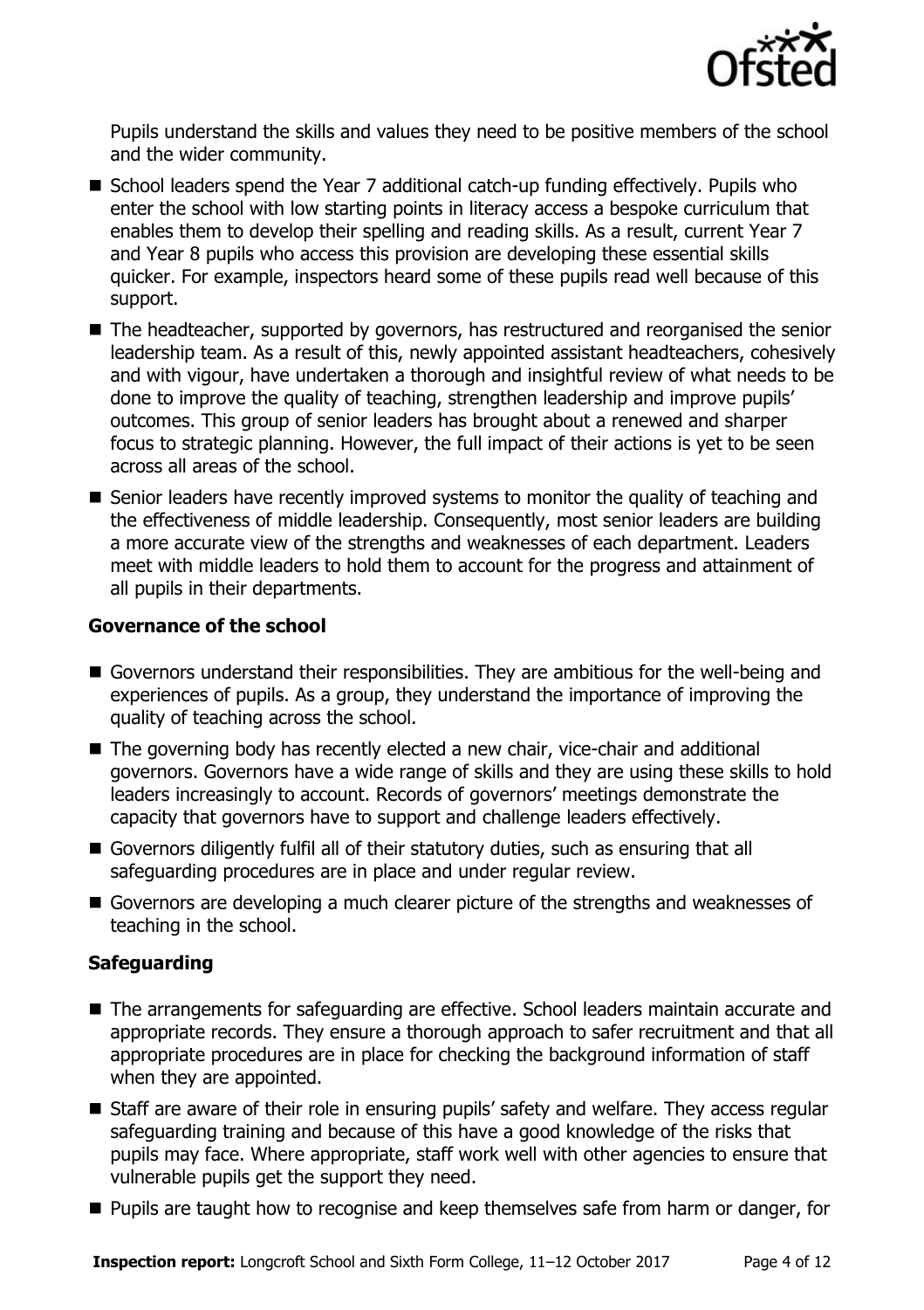Pupils understand the skills and values they need to be positive members of the school and the wider community.

- School leaders spend the Year 7 additional catch-up funding effectively. Pupils who enter the school with low starting points in literacy access a bespoke curriculum that enables them to develop their spelling and reading skills. As a result, current Year 7 and Year 8 pupils who access this provision are developing these essential skills quicker. For example, inspectors heard some of these pupils read well because of this support.
- The headteacher, supported by governors, has restructured and reorganised the senior leadership team. As a result of this, newly appointed assistant headteachers, cohesively and with vigour, have undertaken a thorough and insightful review of what needs to be done to improve the quality of teaching, strengthen leadership and improve pupils' outcomes. This group of senior leaders has brought about a renewed and sharper focus to strategic planning. However, the full impact of their actions is yet to be seen across all areas of the school.
- Senior leaders have recently improved systems to monitor the quality of teaching and the effectiveness of middle leadership. Consequently, most senior leaders are building a more accurate view of the strengths and weaknesses of each department. Leaders meet with middle leaders to hold them to account for the progress and attainment of all pupils in their departments.

### Governance of the school

- Governors understand their responsibilities. They are ambitious for the well-being and experiences of pupils. As a group, they understand the importance of improving the quality of teaching across the school.
- The governing body has recently elected a new chair, vice-chair and additional governors. Governors have a wide range of skills and they are using these skills to hold leaders increasingly to account. Records of governors' meetings demonstrate the capacity that governors have to support and challenge leaders effectively.
- Governors diligently fulfil all of their statutory duties, such as ensuring that all safeguarding procedures are in place and under regular review.
- Governors are developing a much clearer picture of the strengths and weaknesses of teaching in the school.

### Safeguarding

- The arrangements for safeguarding are effective. School leaders maintain accurate and appropriate records. They ensure a thorough approach to safer recruitment and that all appropriate procedures are in place for checking the background information of staff when they are appointed.
- Staff are aware of their role in ensuring pupils' safety and welfare. They access regular safeguarding training and because of this have a good knowledge of the risks that pupils may face. Where appropriate, staff work well with other agencies to ensure that vulnerable pupils get the support they need.
- Pupils are taught how to recognise and keep themselves safe from harm or danger, for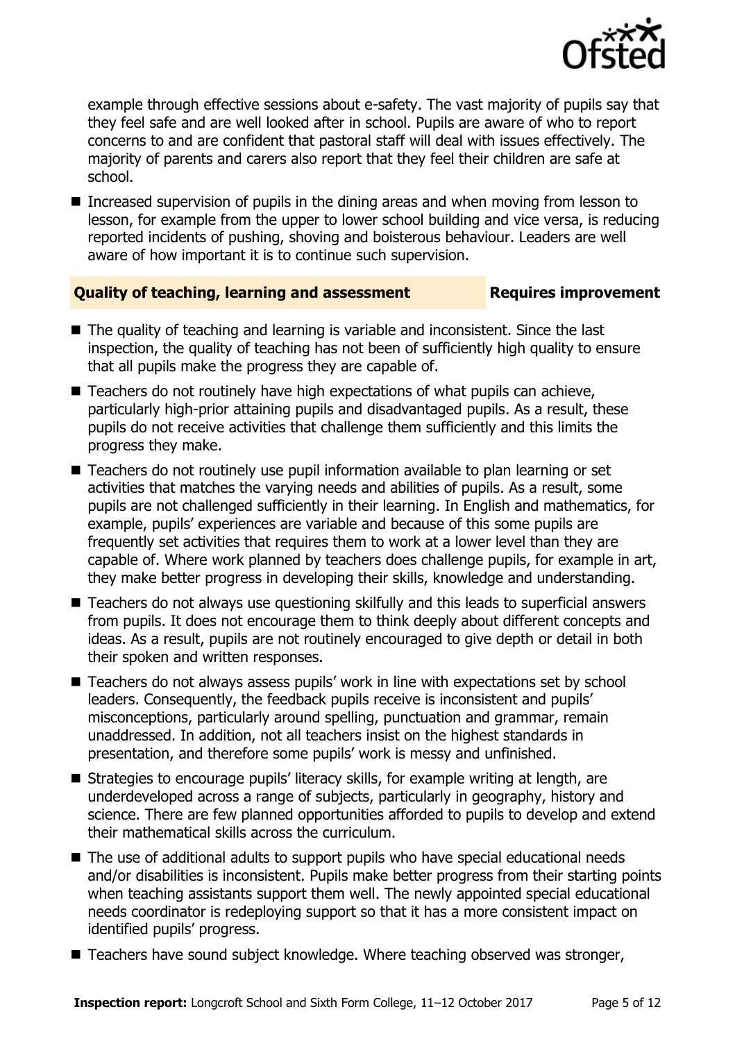example through effective sessions about e-safety. The vast majority of pupils say that they feel safe and are well looked after in school. Pupils are aware of who to report concerns to and are confident that pastoral staff will deal with issues effectively. The majority of parents and carers also report that they feel their children are safe at school.

- Increased supervision of pupils in the dining areas and when moving from lesson to lesson, for example from the upper to lower school building and vice versa, is reducing reported incidents of pushing, shoving and boisterous behaviour. Leaders are well aware of how important it is to continue such supervision.

## Quality of teaching, learning and assessment — Requires improvement

- The quality of teaching and learning is variable and inconsistent. Since the last inspection, the quality of teaching has not been of sufficiently high quality to ensure that all pupils make the progress they are capable of.
- Teachers do not routinely have high expectations of what pupils can achieve, particularly high-prior attaining pupils and disadvantaged pupils. As a result, these pupils do not receive activities that challenge them sufficiently and this limits the progress they make.
- Teachers do not routinely use pupil information available to plan learning or set activities that matches the varying needs and abilities of pupils. As a result, some pupils are not challenged sufficiently in their learning. In English and mathematics, for example, pupils' experiences are variable and because of this some pupils are frequently set activities that requires them to work at a lower level than they are capable of. Where work planned by teachers does challenge pupils, for example in art, they make better progress in developing their skills, knowledge and understanding.
- Teachers do not always use questioning skilfully and this leads to superficial answers from pupils. It does not encourage them to think deeply about different concepts and ideas. As a result, pupils are not routinely encouraged to give depth or detail in both their spoken and written responses.
- Teachers do not always assess pupils' work in line with expectations set by school leaders. Consequently, the feedback pupils receive is inconsistent and pupils' misconceptions, particularly around spelling, punctuation and grammar, remain unaddressed. In addition, not all teachers insist on the highest standards in presentation, and therefore some pupils' work is messy and unfinished.
- Strategies to encourage pupils' literacy skills, for example writing at length, are underdeveloped across a range of subjects, particularly in geography, history and science. There are few planned opportunities afforded to pupils to develop and extend their mathematical skills across the curriculum.
- The use of additional adults to support pupils who have special educational needs and/or disabilities is inconsistent. Pupils make better progress from their starting points when teaching assistants support them well. The newly appointed special educational needs coordinator is redeploying support so that it has a more consistent impact on identified pupils' progress.
- Teachers have sound subject knowledge. Where teaching observed was stronger,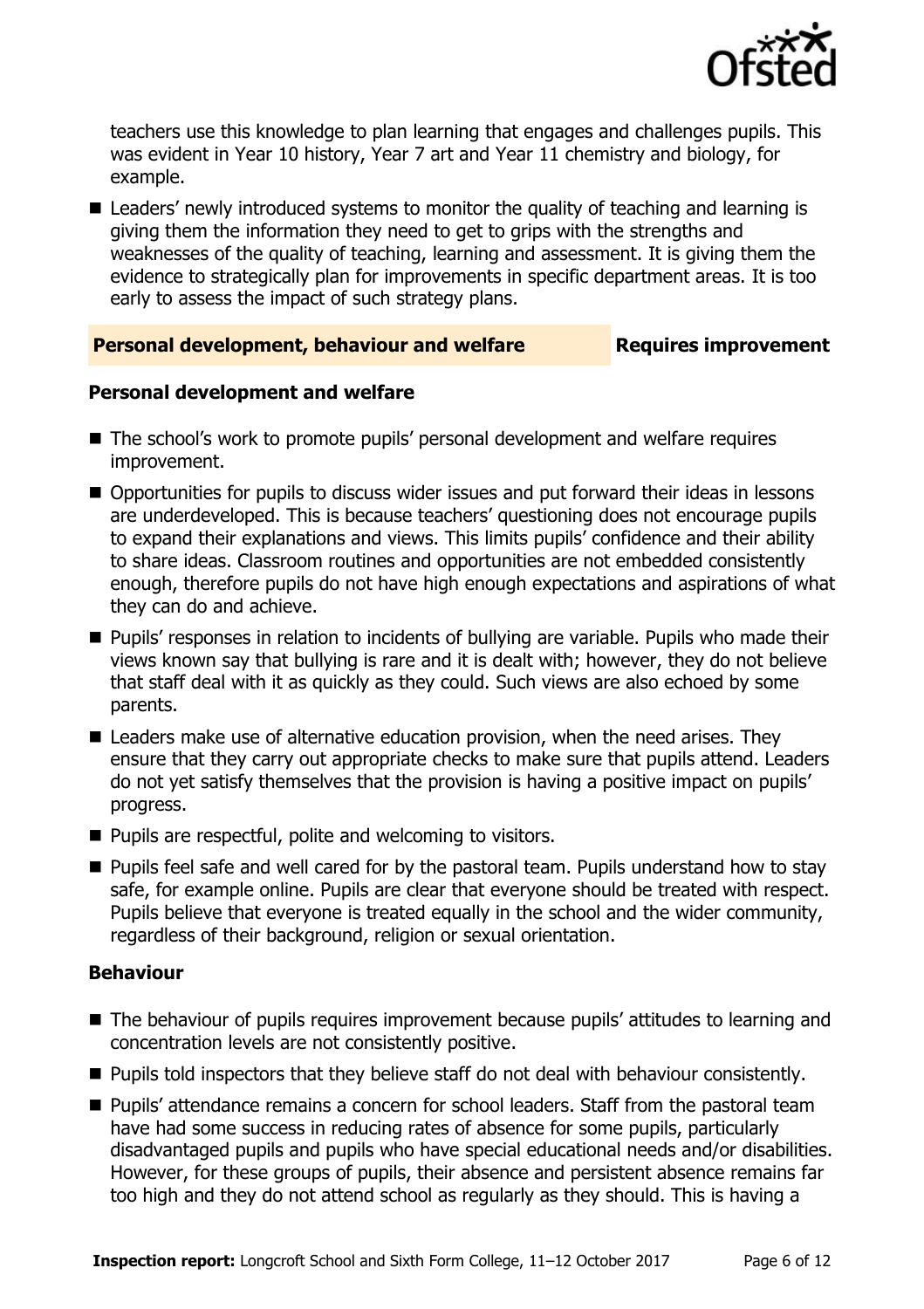teachers use this knowledge to plan learning that engages and challenges pupils. This was evident in Year 10 history, Year 7 art and Year 11 chemistry and biology, for example.

- Leaders' newly introduced systems to monitor the quality of teaching and learning is giving them the information they need to get to grips with the strengths and weaknesses of the quality of teaching, learning and assessment. It is giving them the evidence to strategically plan for improvements in specific department areas. It is too early to assess the impact of such strategy plans.

## Personal development, behaviour and welfare — Requires improvement

### Personal development and welfare

- The school's work to promote pupils' personal development and welfare requires improvement.
- Opportunities for pupils to discuss wider issues and put forward their ideas in lessons are underdeveloped. This is because teachers' questioning does not encourage pupils to expand their explanations and views. This limits pupils' confidence and their ability to share ideas. Classroom routines and opportunities are not embedded consistently enough, therefore pupils do not have high enough expectations and aspirations of what they can do and achieve.
- Pupils' responses in relation to incidents of bullying are variable. Pupils who made their views known say that bullying is rare and it is dealt with; however, they do not believe that staff deal with it as quickly as they could. Such views are also echoed by some parents.
- Leaders make use of alternative education provision, when the need arises. They ensure that they carry out appropriate checks to make sure that pupils attend. Leaders do not yet satisfy themselves that the provision is having a positive impact on pupils' progress.
- Pupils are respectful, polite and welcoming to visitors.
- Pupils feel safe and well cared for by the pastoral team. Pupils understand how to stay safe, for example online. Pupils are clear that everyone should be treated with respect. Pupils believe that everyone is treated equally in the school and the wider community, regardless of their background, religion or sexual orientation.

### Behaviour

- The behaviour of pupils requires improvement because pupils' attitudes to learning and concentration levels are not consistently positive.
- Pupils told inspectors that they believe staff do not deal with behaviour consistently.
- Pupils' attendance remains a concern for school leaders. Staff from the pastoral team have had some success in reducing rates of absence for some pupils, particularly disadvantaged pupils and pupils who have special educational needs and/or disabilities. However, for these groups of pupils, their absence and persistent absence remains far too high and they do not attend school as regularly as they should. This is having a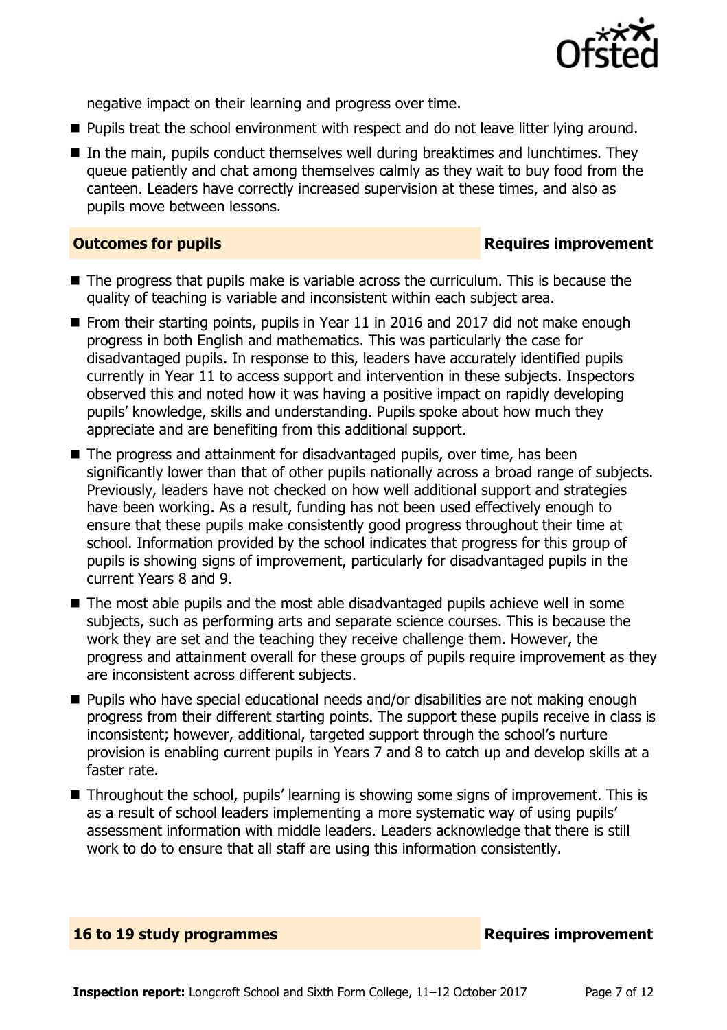negative impact on their learning and progress over time.

- Pupils treat the school environment with respect and do not leave litter lying around.
- In the main, pupils conduct themselves well during breaktimes and lunchtimes. They queue patiently and chat among themselves calmly as they wait to buy food from the canteen. Leaders have correctly increased supervision at these times, and also as pupils move between lessons.

## Outcomes for pupils — Requires improvement

- The progress that pupils make is variable across the curriculum. This is because the quality of teaching is variable and inconsistent within each subject area.
- From their starting points, pupils in Year 11 in 2016 and 2017 did not make enough progress in both English and mathematics. This was particularly the case for disadvantaged pupils. In response to this, leaders have accurately identified pupils currently in Year 11 to access support and intervention in these subjects. Inspectors observed this and noted how it was having a positive impact on rapidly developing pupils' knowledge, skills and understanding. Pupils spoke about how much they appreciate and are benefiting from this additional support.
- The progress and attainment for disadvantaged pupils, over time, has been significantly lower than that of other pupils nationally across a broad range of subjects. Previously, leaders have not checked on how well additional support and strategies have been working. As a result, funding has not been used effectively enough to ensure that these pupils make consistently good progress throughout their time at school. Information provided by the school indicates that progress for this group of pupils is showing signs of improvement, particularly for disadvantaged pupils in the current Years 8 and 9.
- The most able pupils and the most able disadvantaged pupils achieve well in some subjects, such as performing arts and separate science courses. This is because the work they are set and the teaching they receive challenge them. However, the progress and attainment overall for these groups of pupils require improvement as they are inconsistent across different subjects.
- Pupils who have special educational needs and/or disabilities are not making enough progress from their different starting points. The support these pupils receive in class is inconsistent; however, additional, targeted support through the school's nurture provision is enabling current pupils in Years 7 and 8 to catch up and develop skills at a faster rate.
- Throughout the school, pupils' learning is showing some signs of improvement. This is as a result of school leaders implementing a more systematic way of using pupils' assessment information with middle leaders. Leaders acknowledge that there is still work to do to ensure that all staff are using this information consistently.

## 16 to 19 study programmes — Requires improvement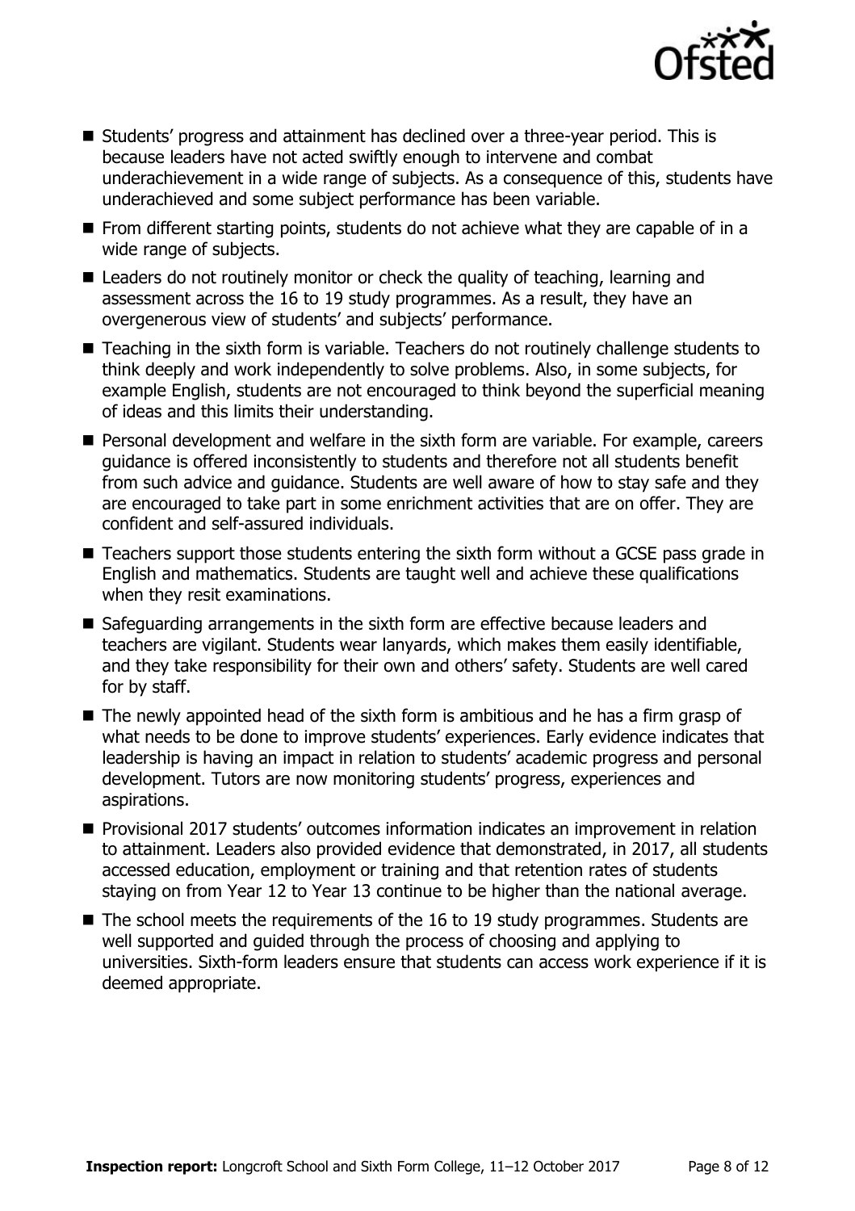- Students' progress and attainment has declined over a three-year period. This is because leaders have not acted swiftly enough to intervene and combat underachievement in a wide range of subjects. As a consequence of this, students have underachieved and some subject performance has been variable.
- From different starting points, students do not achieve what they are capable of in a wide range of subjects.
- Leaders do not routinely monitor or check the quality of teaching, learning and assessment across the 16 to 19 study programmes. As a result, they have an overgenerous view of students' and subjects' performance.
- Teaching in the sixth form is variable. Teachers do not routinely challenge students to think deeply and work independently to solve problems. Also, in some subjects, for example English, students are not encouraged to think beyond the superficial meaning of ideas and this limits their understanding.
- Personal development and welfare in the sixth form are variable. For example, careers guidance is offered inconsistently to students and therefore not all students benefit from such advice and guidance. Students are well aware of how to stay safe and they are encouraged to take part in some enrichment activities that are on offer. They are confident and self-assured individuals.
- Teachers support those students entering the sixth form without a GCSE pass grade in English and mathematics. Students are taught well and achieve these qualifications when they resit examinations.
- Safeguarding arrangements in the sixth form are effective because leaders and teachers are vigilant. Students wear lanyards, which makes them easily identifiable, and they take responsibility for their own and others' safety. Students are well cared for by staff.
- The newly appointed head of the sixth form is ambitious and he has a firm grasp of what needs to be done to improve students' experiences. Early evidence indicates that leadership is having an impact in relation to students' academic progress and personal development. Tutors are now monitoring students' progress, experiences and aspirations.
- Provisional 2017 students' outcomes information indicates an improvement in relation to attainment. Leaders also provided evidence that demonstrated, in 2017, all students accessed education, employment or training and that retention rates of students staying on from Year 12 to Year 13 continue to be higher than the national average.
- The school meets the requirements of the 16 to 19 study programmes. Students are well supported and guided through the process of choosing and applying to universities. Sixth-form leaders ensure that students can access work experience if it is deemed appropriate.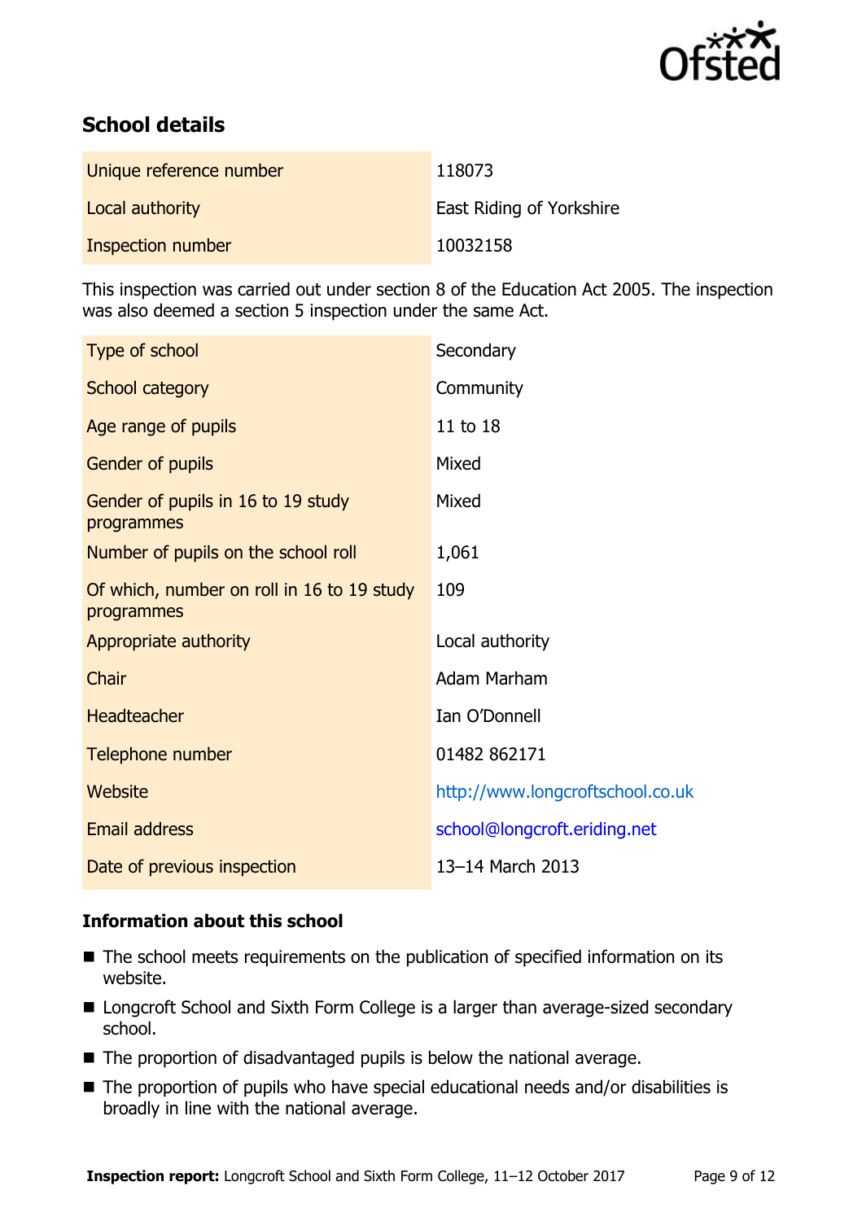## School details

| | |
|---|---|
| Unique reference number | 118073 |
| Local authority | East Riding of Yorkshire |
| Inspection number | 10032158 |

This inspection was carried out under section 8 of the Education Act 2005. The inspection was also deemed a section 5 inspection under the same Act.

| | |
|---|---|
| Type of school | Secondary |
| School category | Community |
| Age range of pupils | 11 to 18 |
| Gender of pupils | Mixed |
| Gender of pupils in 16 to 19 study programmes | Mixed |
| Number of pupils on the school roll | 1,061 |
| Of which, number on roll in 16 to 19 study programmes | 109 |
| Appropriate authority | Local authority |
| Chair | Adam Marham |
| Headteacher | Ian O'Donnell |
| Telephone number | 01482 862171 |
| Website | http://www.longcroftschool.co.uk |
| Email address | school@longcroft.eriding.net |
| Date of previous inspection | 13–14 March 2013 |

### Information about this school

- The school meets requirements on the publication of specified information on its website.
- Longcroft School and Sixth Form College is a larger than average-sized secondary school.
- The proportion of disadvantaged pupils is below the national average.
- The proportion of pupils who have special educational needs and/or disabilities is broadly in line with the national average.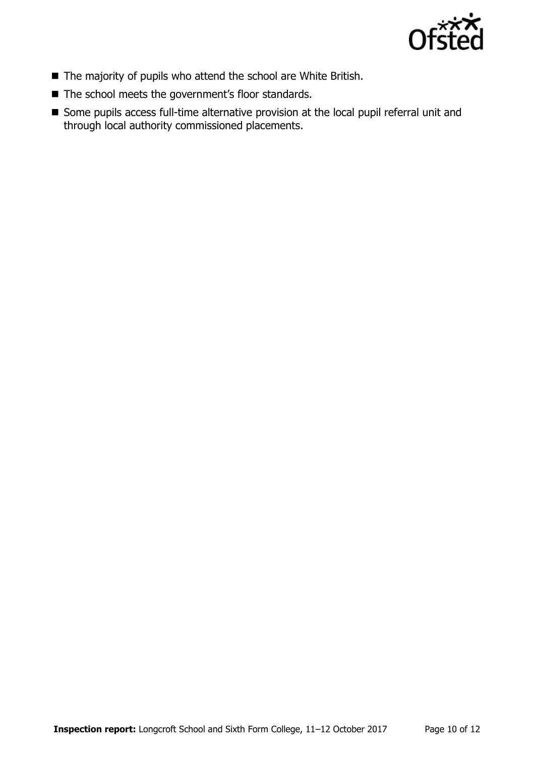- The majority of pupils who attend the school are White British.
- The school meets the government's floor standards.
- Some pupils access full-time alternative provision at the local pupil referral unit and through local authority commissioned placements.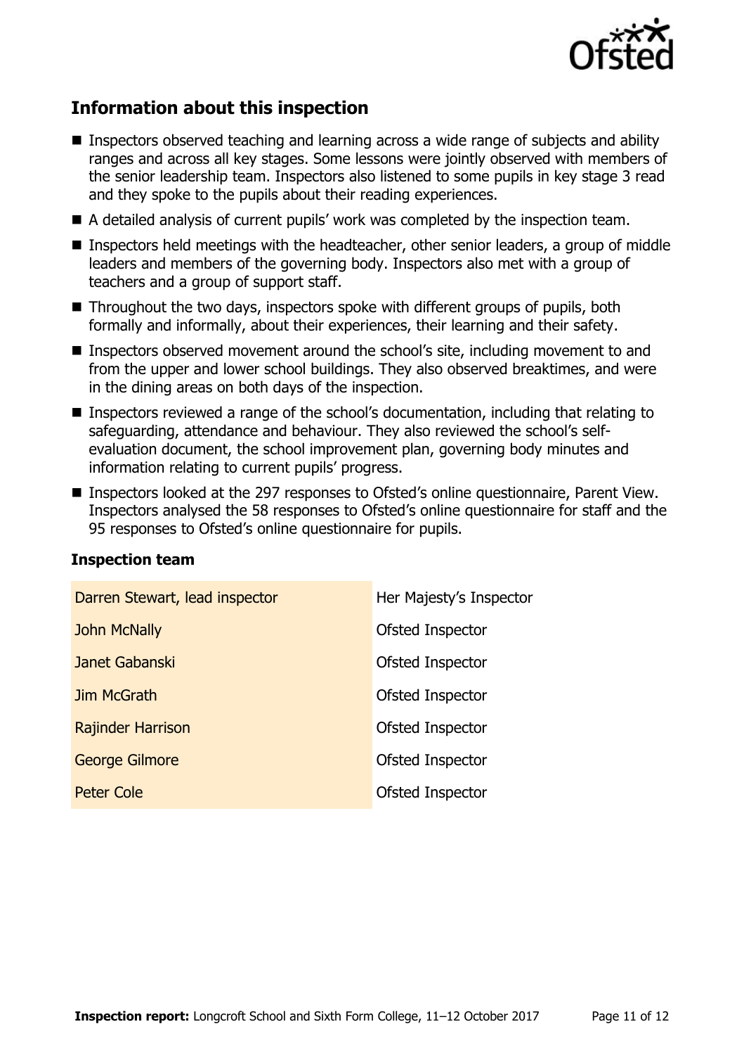## Information about this inspection

- Inspectors observed teaching and learning across a wide range of subjects and ability ranges and across all key stages. Some lessons were jointly observed with members of the senior leadership team. Inspectors also listened to some pupils in key stage 3 read and they spoke to the pupils about their reading experiences.
- A detailed analysis of current pupils' work was completed by the inspection team.
- Inspectors held meetings with the headteacher, other senior leaders, a group of middle leaders and members of the governing body. Inspectors also met with a group of teachers and a group of support staff.
- Throughout the two days, inspectors spoke with different groups of pupils, both formally and informally, about their experiences, their learning and their safety.
- Inspectors observed movement around the school's site, including movement to and from the upper and lower school buildings. They also observed breaktimes, and were in the dining areas on both days of the inspection.
- Inspectors reviewed a range of the school's documentation, including that relating to safeguarding, attendance and behaviour. They also reviewed the school's self-evaluation document, the school improvement plan, governing body minutes and information relating to current pupils' progress.
- Inspectors looked at the 297 responses to Ofsted's online questionnaire, Parent View. Inspectors analysed the 58 responses to Ofsted's online questionnaire for staff and the 95 responses to Ofsted's online questionnaire for pupils.

### Inspection team

| | |
|---|---|
| Darren Stewart, lead inspector | Her Majesty's Inspector |
| John McNally | Ofsted Inspector |
| Janet Gabanski | Ofsted Inspector |
| Jim McGrath | Ofsted Inspector |
| Rajinder Harrison | Ofsted Inspector |
| George Gilmore | Ofsted Inspector |
| Peter Cole | Ofsted Inspector |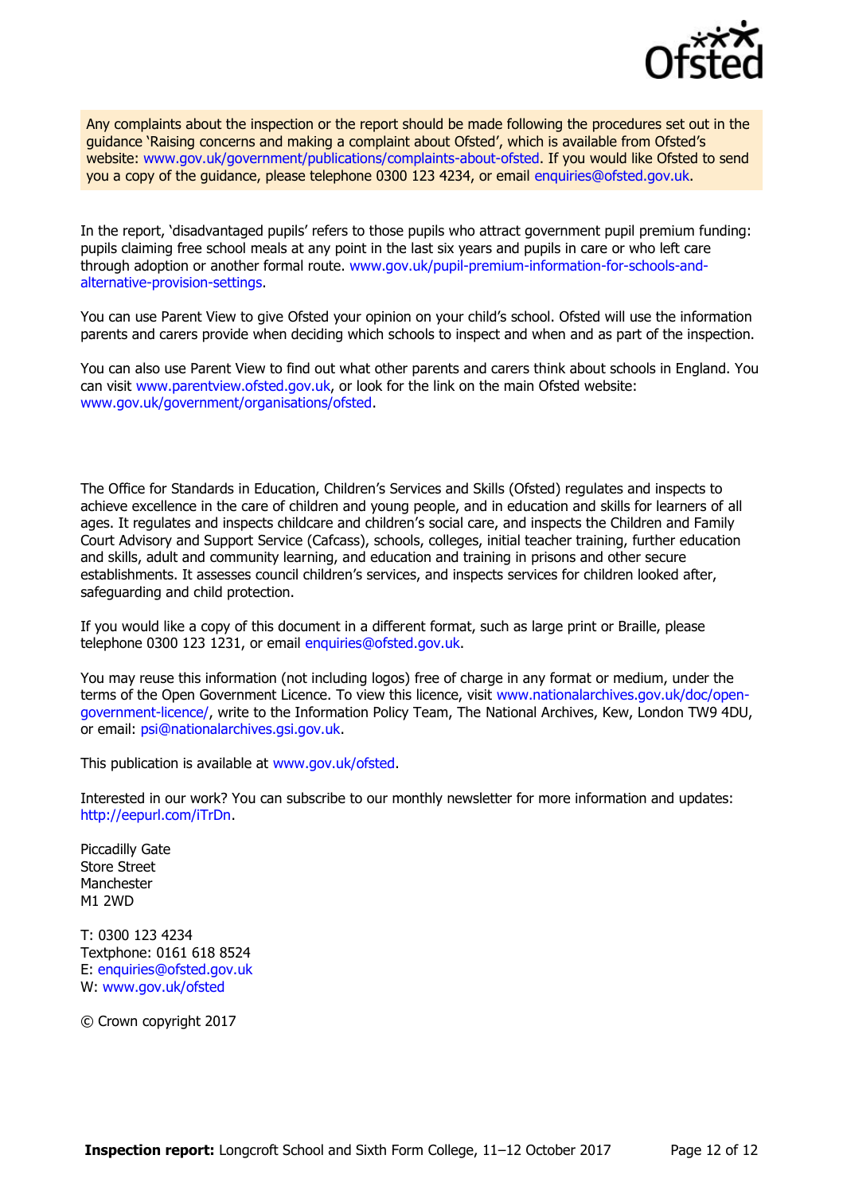Any complaints about the inspection or the report should be made following the procedures set out in the guidance 'Raising concerns and making a complaint about Ofsted', which is available from Ofsted's website: www.gov.uk/government/publications/complaints-about-ofsted. If you would like Ofsted to send you a copy of the guidance, please telephone 0300 123 4234, or email enquiries@ofsted.gov.uk.

In the report, 'disadvantaged pupils' refers to those pupils who attract government pupil premium funding: pupils claiming free school meals at any point in the last six years and pupils in care or who left care through adoption or another formal route. www.gov.uk/pupil-premium-information-for-schools-and-alternative-provision-settings.

You can use Parent View to give Ofsted your opinion on your child's school. Ofsted will use the information parents and carers provide when deciding which schools to inspect and when and as part of the inspection.

You can also use Parent View to find out what other parents and carers think about schools in England. You can visit www.parentview.ofsted.gov.uk, or look for the link on the main Ofsted website: www.gov.uk/government/organisations/ofsted.

The Office for Standards in Education, Children's Services and Skills (Ofsted) regulates and inspects to achieve excellence in the care of children and young people, and in education and skills for learners of all ages. It regulates and inspects childcare and children's social care, and inspects the Children and Family Court Advisory and Support Service (Cafcass), schools, colleges, initial teacher training, further education and skills, adult and community learning, and education and training in prisons and other secure establishments. It assesses council children's services, and inspects services for children looked after, safeguarding and child protection.

If you would like a copy of this document in a different format, such as large print or Braille, please telephone 0300 123 1231, or email enquiries@ofsted.gov.uk.

You may reuse this information (not including logos) free of charge in any format or medium, under the terms of the Open Government Licence. To view this licence, visit www.nationalarchives.gov.uk/doc/open-government-licence/, write to the Information Policy Team, The National Archives, Kew, London TW9 4DU, or email: psi@nationalarchives.gsi.gov.uk.

This publication is available at www.gov.uk/ofsted.

Interested in our work? You can subscribe to our monthly newsletter for more information and updates: http://eepurl.com/iTrDn.

Piccadilly Gate
Store Street
Manchester
M1 2WD

T: 0300 123 4234
Textphone: 0161 618 8524
E: enquiries@ofsted.gov.uk
W: www.gov.uk/ofsted

© Crown copyright 2017